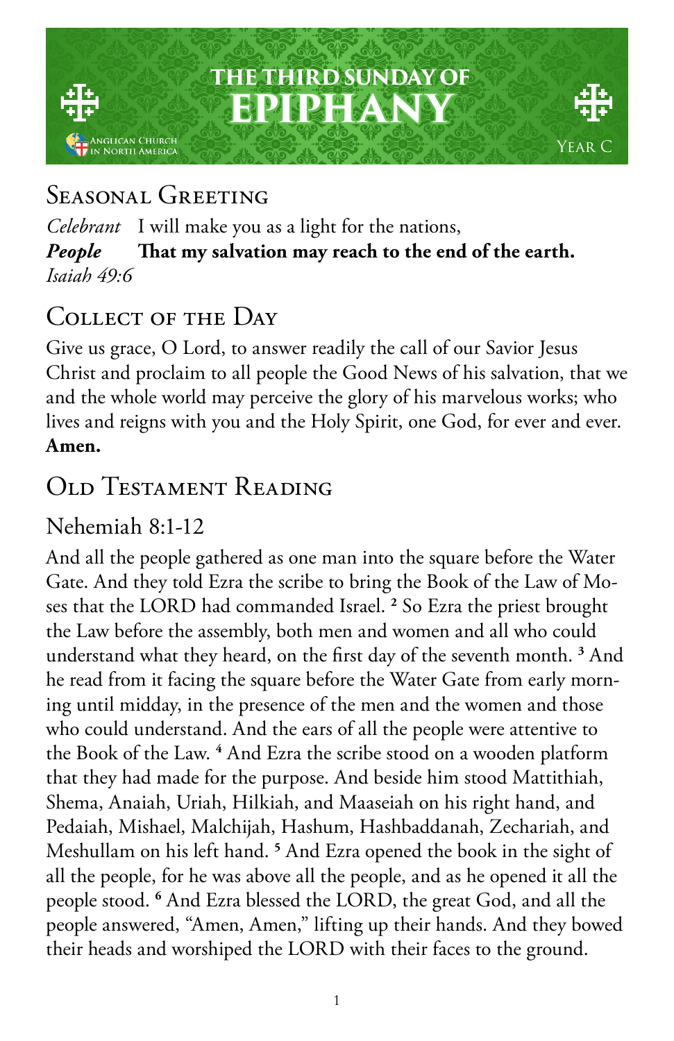# THE THIRD SUNDAY OF EPIPHANY

Anglican Church in North America

Year C

## Seasonal Greeting

*Celebrant* I will make you as a light for the nations,
***People*** **That my salvation may reach to the end of the earth.**
*Isaiah 49:6*

## Collect of the Day

Give us grace, O Lord, to answer readily the call of our Savior Jesus Christ and proclaim to all people the Good News of his salvation, that we and the whole world may perceive the glory of his marvelous works; who lives and reigns with you and the Holy Spirit, one God, for ever and ever. **Amen.**

## Old Testament Reading

### Nehemiah 8:1-12

And all the people gathered as one man into the square before the Water Gate. And they told Ezra the scribe to bring the Book of the Law of Moses that the LORD had commanded Israel. [2] So Ezra the priest brought the Law before the assembly, both men and women and all who could understand what they heard, on the first day of the seventh month. [3] And he read from it facing the square before the Water Gate from early morning until midday, in the presence of the men and the women and those who could understand. And the ears of all the people were attentive to the Book of the Law. [4] And Ezra the scribe stood on a wooden platform that they had made for the purpose. And beside him stood Mattithiah, Shema, Anaiah, Uriah, Hilkiah, and Maaseiah on his right hand, and Pedaiah, Mishael, Malchijah, Hashum, Hashbaddanah, Zechariah, and Meshullam on his left hand. [5] And Ezra opened the book in the sight of all the people, for he was above all the people, and as he opened it all the people stood. [6] And Ezra blessed the LORD, the great God, and all the people answered, "Amen, Amen," lifting up their hands. And they bowed their heads and worshiped the LORD with their faces to the ground.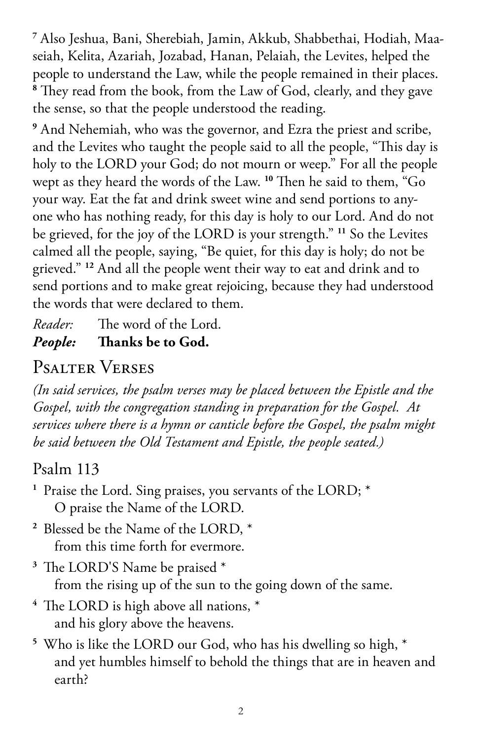[7] Also Jeshua, Bani, Sherebiah, Jamin, Akkub, Shabbethai, Hodiah, Maaseiah, Kelita, Azariah, Jozabad, Hanan, Pelaiah, the Levites, helped the people to understand the Law, while the people remained in their places. [8] They read from the book, from the Law of God, clearly, and they gave the sense, so that the people understood the reading.

[9] And Nehemiah, who was the governor, and Ezra the priest and scribe, and the Levites who taught the people said to all the people, "This day is holy to the LORD your God; do not mourn or weep." For all the people wept as they heard the words of the Law. [10] Then he said to them, "Go your way. Eat the fat and drink sweet wine and send portions to anyone who has nothing ready, for this day is holy to our Lord. And do not be grieved, for the joy of the LORD is your strength." [11] So the Levites calmed all the people, saying, "Be quiet, for this day is holy; do not be grieved." [12] And all the people went their way to eat and drink and to send portions and to make great rejoicing, because they had understood the words that were declared to them.

*Reader:* The word of the Lord.
***People:*** **Thanks be to God.**

## Psalter Verses

*(In said services, the psalm verses may be placed between the Epistle and the Gospel, with the congregation standing in preparation for the Gospel. At services where there is a hymn or canticle before the Gospel, the psalm might be said between the Old Testament and Epistle, the people seated.)*

### Psalm 113

[1] Praise the Lord. Sing praises, you servants of the LORD; *
O praise the Name of the LORD.

[2] Blessed be the Name of the LORD, *
from this time forth for evermore.

[3] The LORD'S Name be praised *
from the rising up of the sun to the going down of the same.

[4] The LORD is high above all nations, *
and his glory above the heavens.

[5] Who is like the LORD our God, who has his dwelling so high, *
and yet humbles himself to behold the things that are in heaven and earth?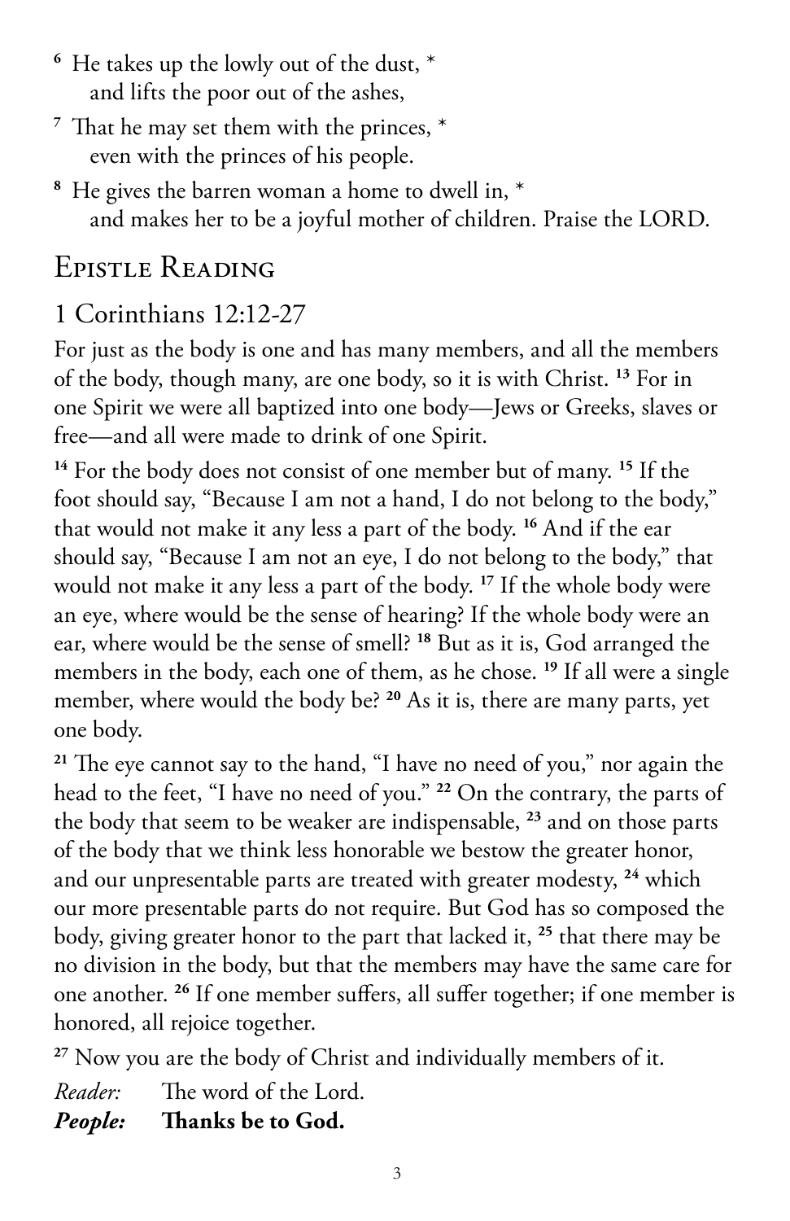[6] He takes up the lowly out of the dust, *
and lifts the poor out of the ashes,

[7] That he may set them with the princes, *
even with the princes of his people.

[8] He gives the barren woman a home to dwell in, *
and makes her to be a joyful mother of children. Praise the LORD.

## Epistle Reading

### 1 Corinthians 12:12-27

For just as the body is one and has many members, and all the members of the body, though many, are one body, so it is with Christ. [13] For in one Spirit we were all baptized into one body—Jews or Greeks, slaves or free—and all were made to drink of one Spirit.

[14] For the body does not consist of one member but of many. [15] If the foot should say, "Because I am not a hand, I do not belong to the body," that would not make it any less a part of the body. [16] And if the ear should say, "Because I am not an eye, I do not belong to the body," that would not make it any less a part of the body. [17] If the whole body were an eye, where would be the sense of hearing? If the whole body were an ear, where would be the sense of smell? [18] But as it is, God arranged the members in the body, each one of them, as he chose. [19] If all were a single member, where would the body be? [20] As it is, there are many parts, yet one body.

[21] The eye cannot say to the hand, "I have no need of you," nor again the head to the feet, "I have no need of you." [22] On the contrary, the parts of the body that seem to be weaker are indispensable, [23] and on those parts of the body that we think less honorable we bestow the greater honor, and our unpresentable parts are treated with greater modesty, [24] which our more presentable parts do not require. But God has so composed the body, giving greater honor to the part that lacked it, [25] that there may be no division in the body, but that the members may have the same care for one another. [26] If one member suffers, all suffer together; if one member is honored, all rejoice together.

[27] Now you are the body of Christ and individually members of it.

*Reader:* The word of the Lord.
***People:*** **Thanks be to God.**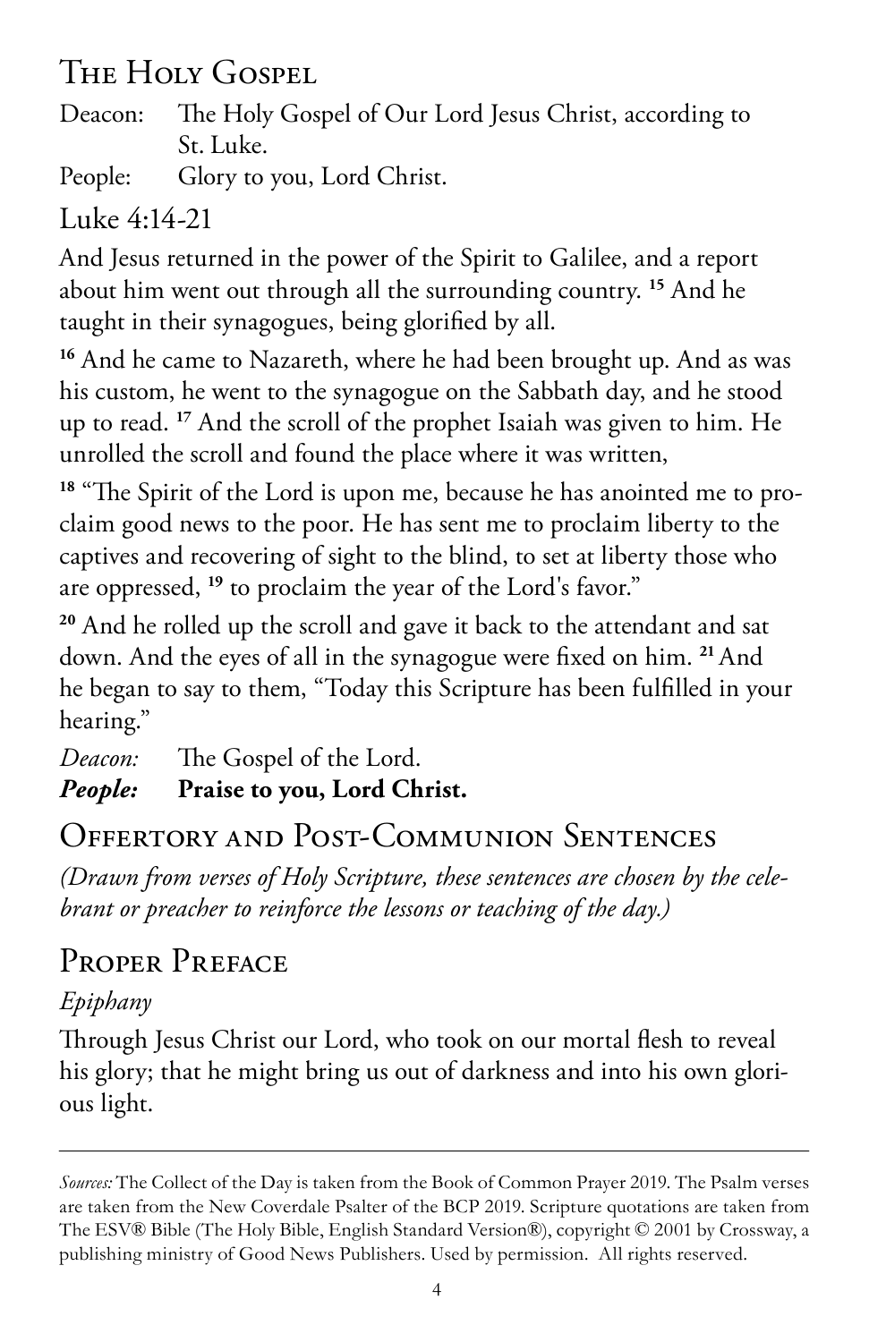## The Holy Gospel

Deacon: The Holy Gospel of Our Lord Jesus Christ, according to St. Luke.

People: Glory to you, Lord Christ.

### Luke 4:14-21

And Jesus returned in the power of the Spirit to Galilee, and a report about him went out through all the surrounding country. **15** And he taught in their synagogues, being glorified by all.

**16** And he came to Nazareth, where he had been brought up. And as was his custom, he went to the synagogue on the Sabbath day, and he stood up to read. **17** And the scroll of the prophet Isaiah was given to him. He unrolled the scroll and found the place where it was written,

**18** "The Spirit of the Lord is upon me, because he has anointed me to proclaim good news to the poor. He has sent me to proclaim liberty to the captives and recovering of sight to the blind, to set at liberty those who are oppressed, **19** to proclaim the year of the Lord's favor."

**20** And he rolled up the scroll and gave it back to the attendant and sat down. And the eyes of all in the synagogue were fixed on him. **21** And he began to say to them, "Today this Scripture has been fulfilled in your hearing."

*Deacon:* The Gospel of the Lord.

***People:*** **Praise to you, Lord Christ.**

## Offertory and Post-Communion Sentences

*(Drawn from verses of Holy Scripture, these sentences are chosen by the celebrant or preacher to reinforce the lessons or teaching of the day.)*

## Proper Preface

*Epiphany*

Through Jesus Christ our Lord, who took on our mortal flesh to reveal his glory; that he might bring us out of darkness and into his own glorious light.

---

*Sources:* The Collect of the Day is taken from the Book of Common Prayer 2019. The Psalm verses are taken from the New Coverdale Psalter of the BCP 2019. Scripture quotations are taken from The ESV® Bible (The Holy Bible, English Standard Version®), copyright © 2001 by Crossway, a publishing ministry of Good News Publishers. Used by permission. All rights reserved.